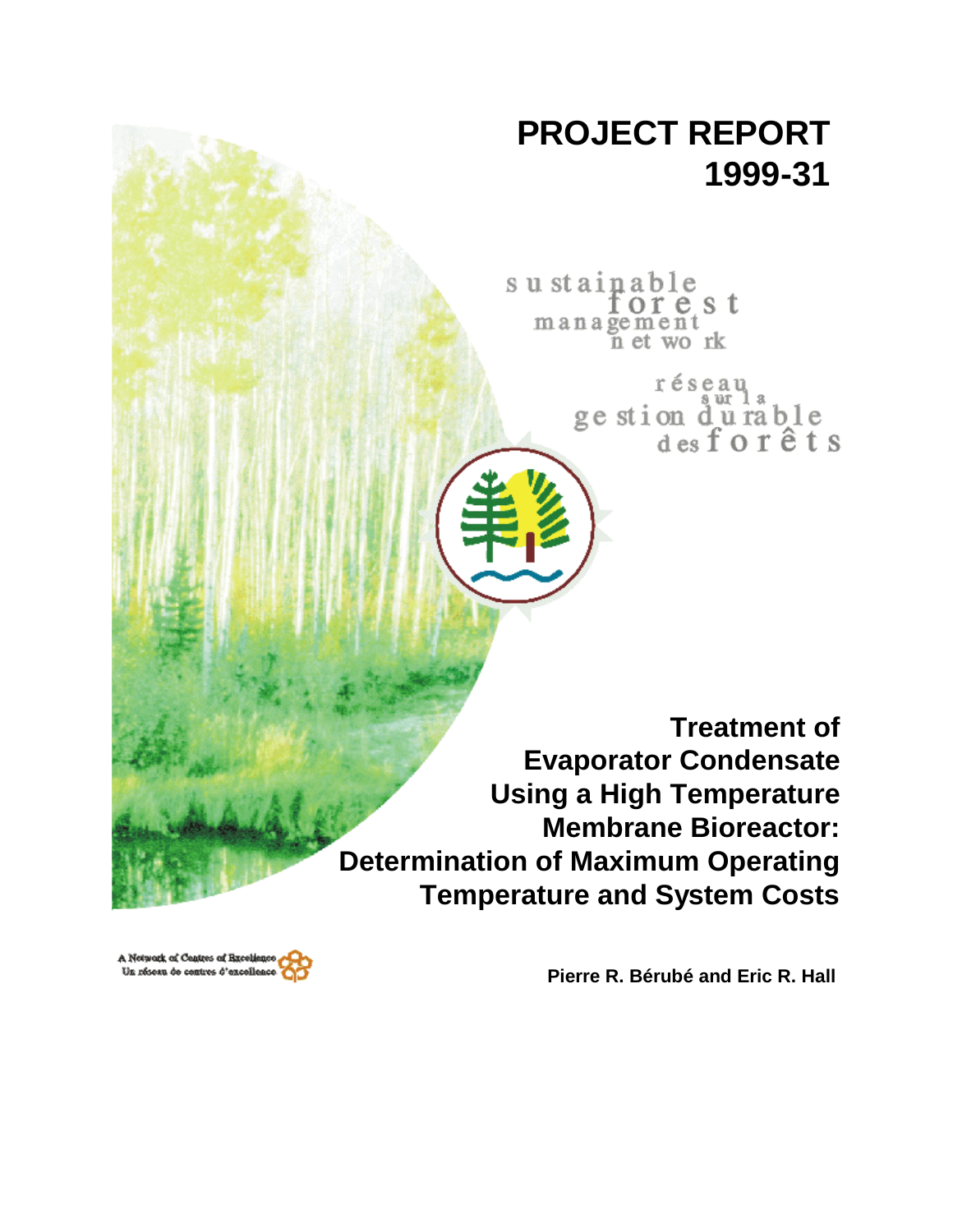# PROJECT REPORT 1999-31

sustainable forest management network

réseau sur la gestion durable des forêts

## Treatment of Evaporator Condensate Using a High Temperature Membrane Bioreactor: Determination of Maximum Operating Temperature and System Costs

A Network of Centres of Excellence
Un réseau de centres d'excellence

**Pierre R. Bérubé and Eric R. Hall**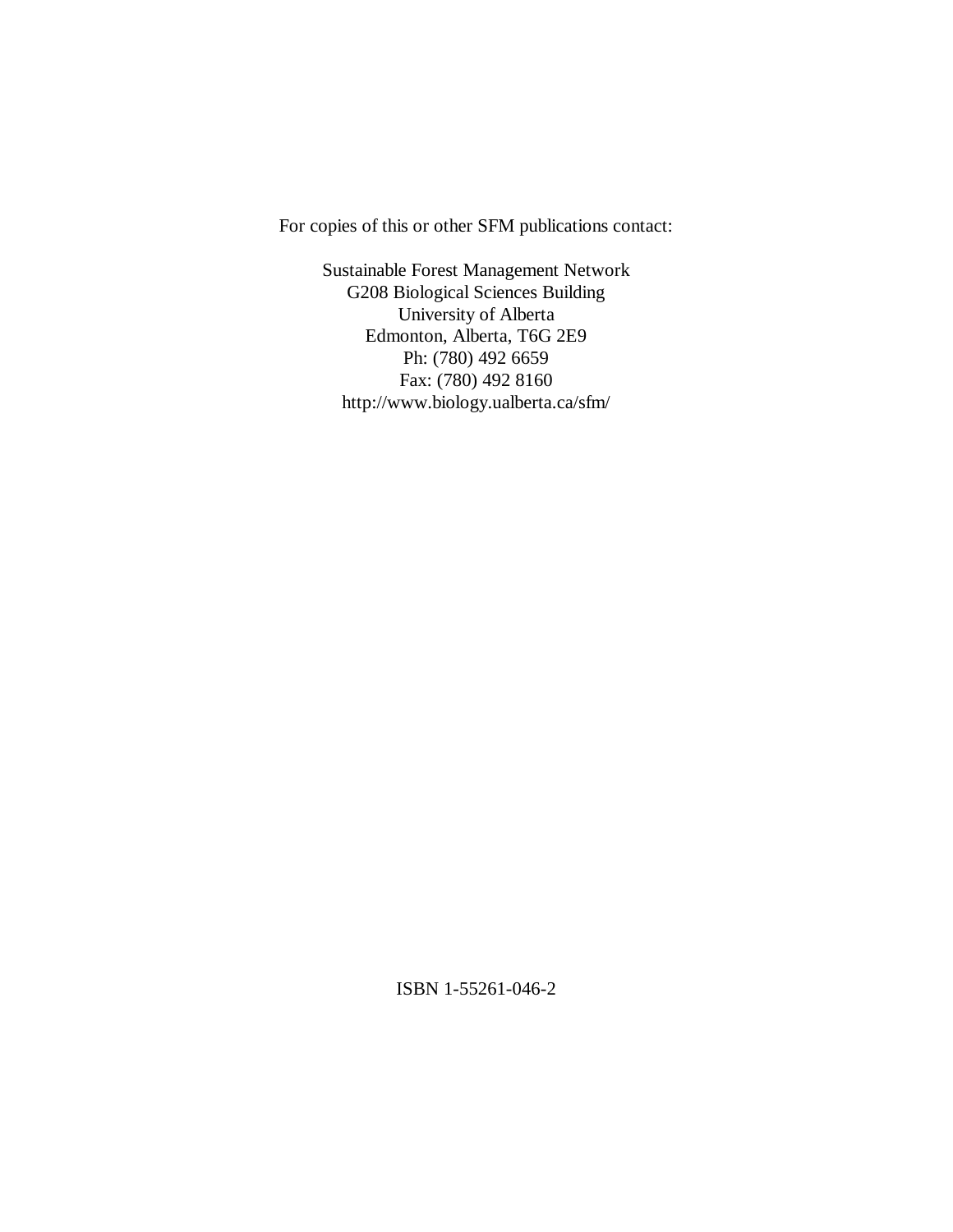For copies of this or other SFM publications contact:

Sustainable Forest Management Network
G208 Biological Sciences Building
University of Alberta
Edmonton, Alberta, T6G 2E9
Ph: (780) 492 6659
Fax: (780) 492 8160
http://www.biology.ualberta.ca/sfm/

ISBN 1-55261-046-2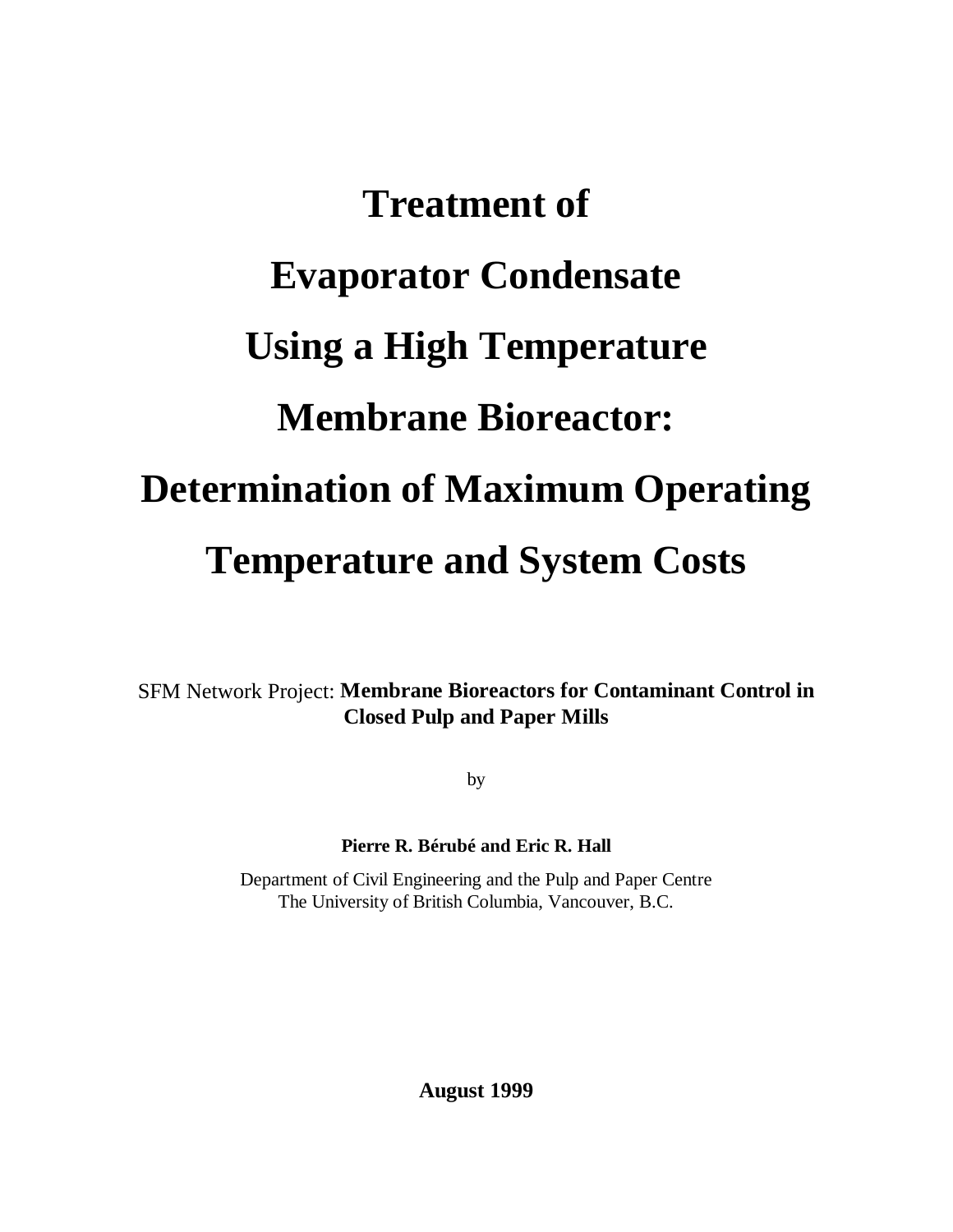# Treatment of Evaporator Condensate Using a High Temperature Membrane Bioreactor: Determination of Maximum Operating Temperature and System Costs

SFM Network Project: **Membrane Bioreactors for Contaminant Control in Closed Pulp and Paper Mills**

by

**Pierre R. Bérubé and Eric R. Hall**

Department of Civil Engineering and the Pulp and Paper Centre
The University of British Columbia, Vancouver, B.C.

**August 1999**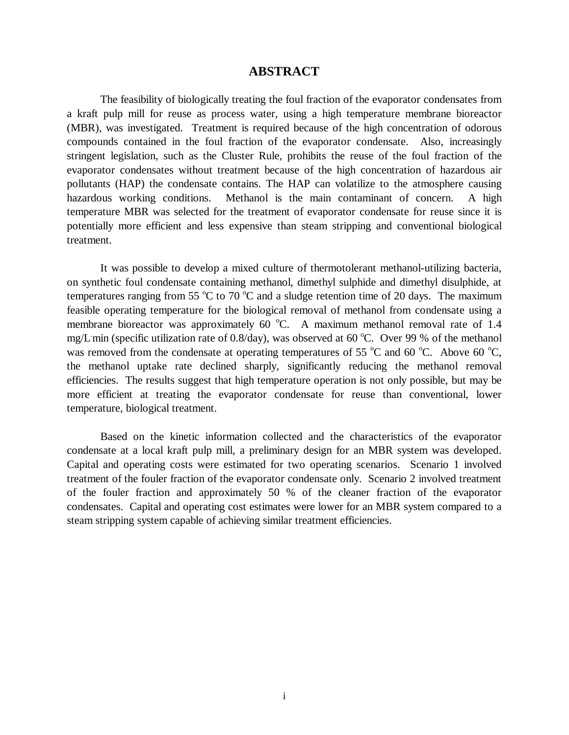# ABSTRACT

The feasibility of biologically treating the foul fraction of the evaporator condensates from a kraft pulp mill for reuse as process water, using a high temperature membrane bioreactor (MBR), was investigated. Treatment is required because of the high concentration of odorous compounds contained in the foul fraction of the evaporator condensate. Also, increasingly stringent legislation, such as the Cluster Rule, prohibits the reuse of the foul fraction of the evaporator condensates without treatment because of the high concentration of hazardous air pollutants (HAP) the condensate contains. The HAP can volatilize to the atmosphere causing hazardous working conditions. Methanol is the main contaminant of concern. A high temperature MBR was selected for the treatment of evaporator condensate for reuse since it is potentially more efficient and less expensive than steam stripping and conventional biological treatment.

It was possible to develop a mixed culture of thermotolerant methanol-utilizing bacteria, on synthetic foul condensate containing methanol, dimethyl sulphide and dimethyl disulphide, at temperatures ranging from 55 $^{o}$C to 70 $^{o}$C and a sludge retention time of 20 days. The maximum feasible operating temperature for the biological removal of methanol from condensate using a membrane bioreactor was approximately 60 $^{o}$C. A maximum methanol removal rate of 1.4 mg/L·min (specific utilization rate of 0.8/day), was observed at 60 $^{o}$C. Over 99 % of the methanol was removed from the condensate at operating temperatures of 55 $^{o}$C and 60 $^{o}$C. Above 60 $^{o}$C, the methanol uptake rate declined sharply, significantly reducing the methanol removal efficiencies. The results suggest that high temperature operation is not only possible, but may be more efficient at treating the evaporator condensate for reuse than conventional, lower temperature, biological treatment.

Based on the kinetic information collected and the characteristics of the evaporator condensate at a local kraft pulp mill, a preliminary design for an MBR system was developed. Capital and operating costs were estimated for two operating scenarios. Scenario 1 involved treatment of the fouler fraction of the evaporator condensate only. Scenario 2 involved treatment of the fouler fraction and approximately 50 % of the cleaner fraction of the evaporator condensates. Capital and operating cost estimates were lower for an MBR system compared to a steam stripping system capable of achieving similar treatment efficiencies.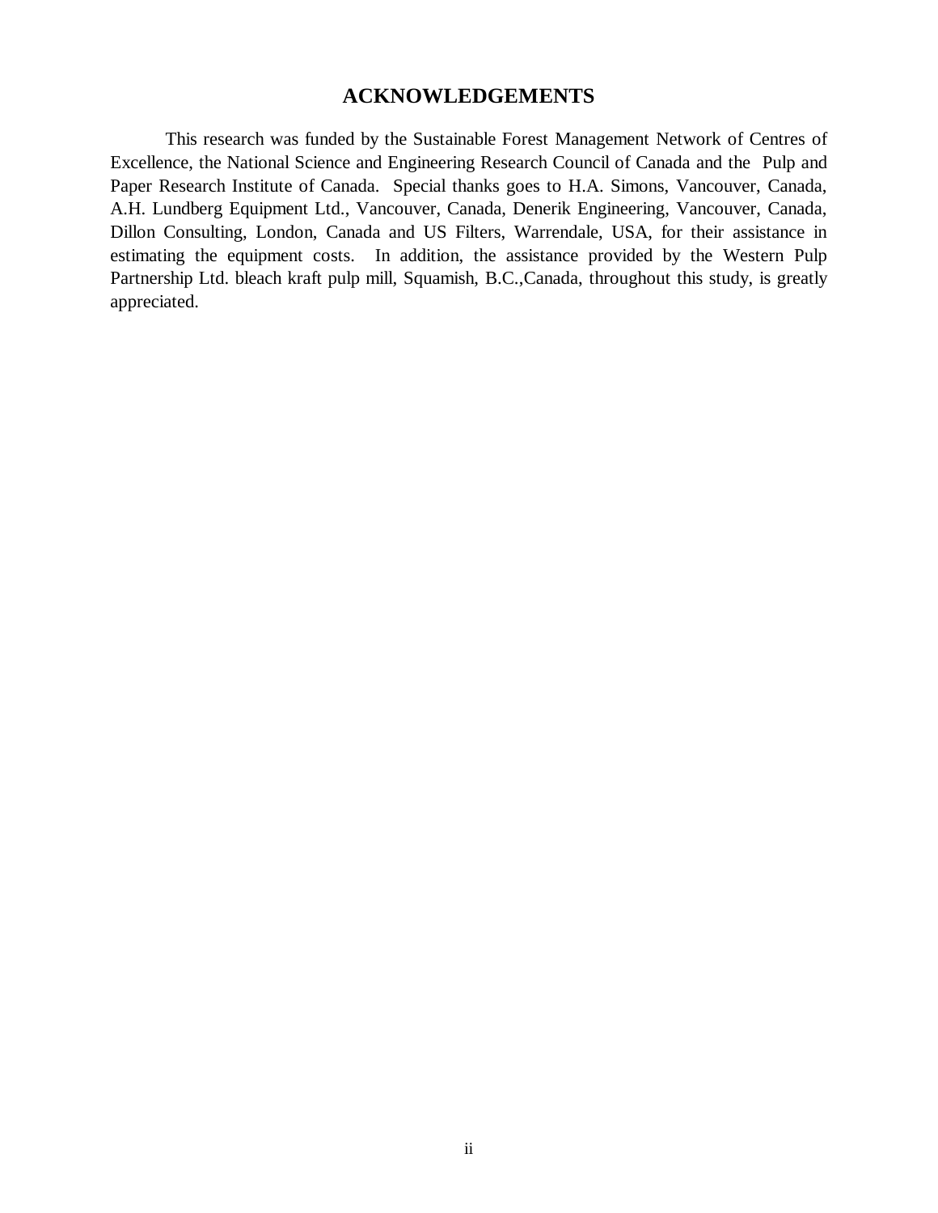# ACKNOWLEDGEMENTS

This research was funded by the Sustainable Forest Management Network of Centres of Excellence, the National Science and Engineering Research Council of Canada and the Pulp and Paper Research Institute of Canada. Special thanks goes to H.A. Simons, Vancouver, Canada, A.H. Lundberg Equipment Ltd., Vancouver, Canada, Denerik Engineering, Vancouver, Canada, Dillon Consulting, London, Canada and US Filters, Warrendale, USA, for their assistance in estimating the equipment costs. In addition, the assistance provided by the Western Pulp Partnership Ltd. bleach kraft pulp mill, Squamish, B.C.,Canada, throughout this study, is greatly appreciated.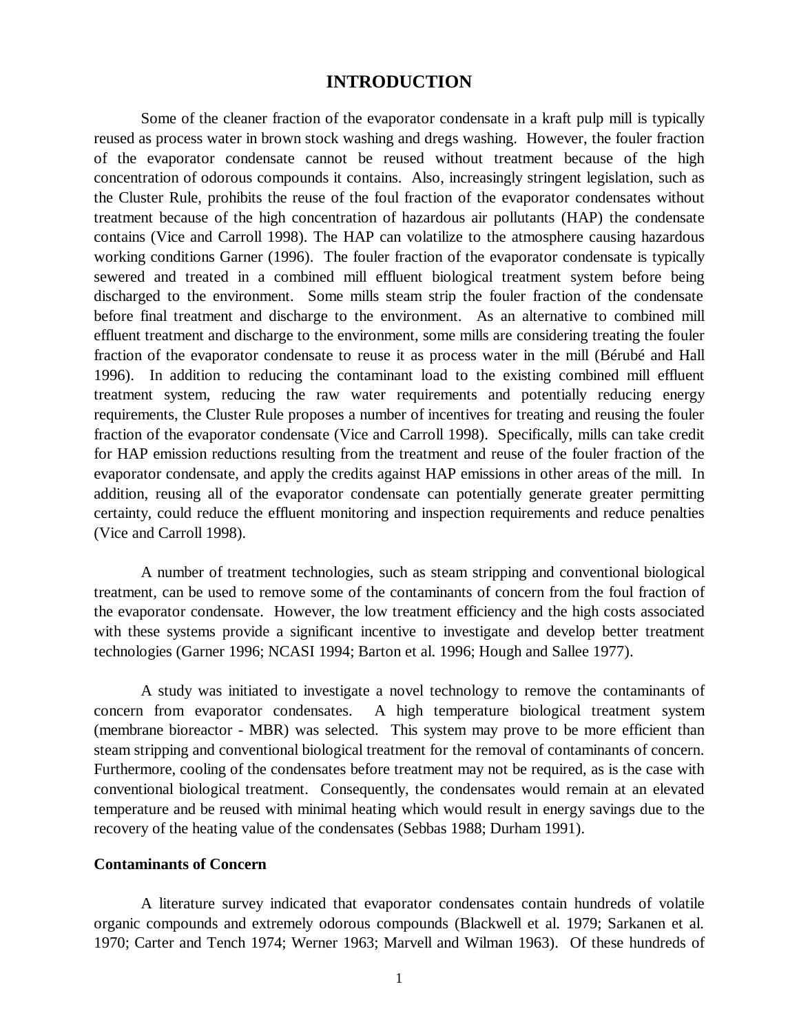# INTRODUCTION

Some of the cleaner fraction of the evaporator condensate in a kraft pulp mill is typically reused as process water in brown stock washing and dregs washing. However, the fouler fraction of the evaporator condensate cannot be reused without treatment because of the high concentration of odorous compounds it contains. Also, increasingly stringent legislation, such as the Cluster Rule, prohibits the reuse of the foul fraction of the evaporator condensates without treatment because of the high concentration of hazardous air pollutants (HAP) the condensate contains (Vice and Carroll 1998). The HAP can volatilize to the atmosphere causing hazardous working conditions Garner (1996). The fouler fraction of the evaporator condensate is typically sewered and treated in a combined mill effluent biological treatment system before being discharged to the environment. Some mills steam strip the fouler fraction of the condensate before final treatment and discharge to the environment. As an alternative to combined mill effluent treatment and discharge to the environment, some mills are considering treating the fouler fraction of the evaporator condensate to reuse it as process water in the mill (Bérubé and Hall 1996). In addition to reducing the contaminant load to the existing combined mill effluent treatment system, reducing the raw water requirements and potentially reducing energy requirements, the Cluster Rule proposes a number of incentives for treating and reusing the fouler fraction of the evaporator condensate (Vice and Carroll 1998). Specifically, mills can take credit for HAP emission reductions resulting from the treatment and reuse of the fouler fraction of the evaporator condensate, and apply the credits against HAP emissions in other areas of the mill. In addition, reusing all of the evaporator condensate can potentially generate greater permitting certainty, could reduce the effluent monitoring and inspection requirements and reduce penalties (Vice and Carroll 1998).

A number of treatment technologies, such as steam stripping and conventional biological treatment, can be used to remove some of the contaminants of concern from the foul fraction of the evaporator condensate. However, the low treatment efficiency and the high costs associated with these systems provide a significant incentive to investigate and develop better treatment technologies (Garner 1996; NCASI 1994; Barton et al. 1996; Hough and Sallee 1977).

A study was initiated to investigate a novel technology to remove the contaminants of concern from evaporator condensates. A high temperature biological treatment system (membrane bioreactor - MBR) was selected. This system may prove to be more efficient than steam stripping and conventional biological treatment for the removal of contaminants of concern. Furthermore, cooling of the condensates before treatment may not be required, as is the case with conventional biological treatment. Consequently, the condensates would remain at an elevated temperature and be reused with minimal heating which would result in energy savings due to the recovery of the heating value of the condensates (Sebbas 1988; Durham 1991).

### Contaminants of Concern

A literature survey indicated that evaporator condensates contain hundreds of volatile organic compounds and extremely odorous compounds (Blackwell et al. 1979; Sarkanen et al. 1970; Carter and Tench 1974; Werner 1963; Marvell and Wilman 1963). Of these hundreds of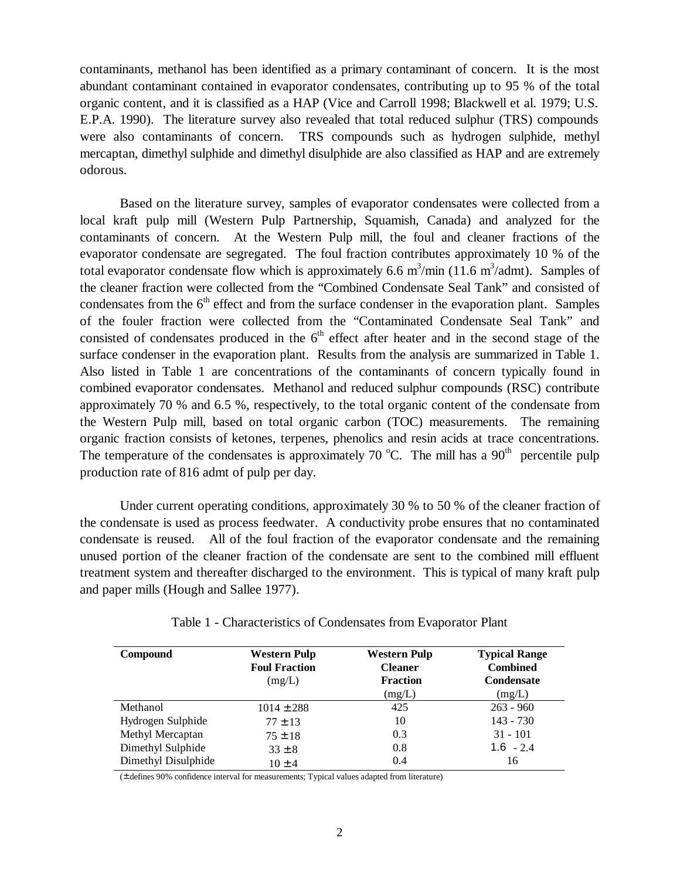contaminants, methanol has been identified as a primary contaminant of concern. It is the most abundant contaminant contained in evaporator condensates, contributing up to 95 % of the total organic content, and it is classified as a HAP (Vice and Carroll 1998; Blackwell et al. 1979; U.S. E.P.A. 1990). The literature survey also revealed that total reduced sulphur (TRS) compounds were also contaminants of concern. TRS compounds such as hydrogen sulphide, methyl mercaptan, dimethyl sulphide and dimethyl disulphide are also classified as HAP and are extremely odorous.

Based on the literature survey, samples of evaporator condensates were collected from a local kraft pulp mill (Western Pulp Partnership, Squamish, Canada) and analyzed for the contaminants of concern. At the Western Pulp mill, the foul and cleaner fractions of the evaporator condensate are segregated. The foul fraction contributes approximately 10 % of the total evaporator condensate flow which is approximately 6.6 $m^3$/min (11.6 $m^3$/admt). Samples of the cleaner fraction were collected from the "Combined Condensate Seal Tank" and consisted of condensates from the $6^{th}$ effect and from the surface condenser in the evaporation plant. Samples of the fouler fraction were collected from the "Contaminated Condensate Seal Tank" and consisted of condensates produced in the $6^{th}$ effect after heater and in the second stage of the surface condenser in the evaporation plant. Results from the analysis are summarized in Table 1. Also listed in Table 1 are concentrations of the contaminants of concern typically found in combined evaporator condensates. Methanol and reduced sulphur compounds (RSC) contribute approximately 70 % and 6.5 %, respectively, to the total organic content of the condensate from the Western Pulp mill, based on total organic carbon (TOC) measurements. The remaining organic fraction consists of ketones, terpenes, phenolics and resin acids at trace concentrations. The temperature of the condensates is approximately 70 °C. The mill has a $90^{th}$ percentile pulp production rate of 816 admt of pulp per day.

Under current operating conditions, approximately 30 % to 50 % of the cleaner fraction of the condensate is used as process feedwater. A conductivity probe ensures that no contaminated condensate is reused. All of the foul fraction of the evaporator condensate and the remaining unused portion of the cleaner fraction of the condensate are sent to the combined mill effluent treatment system and thereafter discharged to the environment. This is typical of many kraft pulp and paper mills (Hough and Sallee 1977).

Table 1 - Characteristics of Condensates from Evaporator Plant

| **Compound** | **Western Pulp Foul Fraction** (mg/L) | **Western Pulp Cleaner Fraction** (mg/L) | **Typical Range Combined Condensate** (mg/L) |
|---|---|---|---|
| Methanol | 1014 ± 288 | 425 | 263 - 960 |
| Hydrogen Sulphide | 77 ± 13 | 10 | 143 - 730 |
| Methyl Mercaptan | 75 ± 18 | 0.3 | 31 - 101 |
| Dimethyl Sulphide | 33 ± 8 | 0.8 | 1.6 - 2.4 |
| Dimethyl Disulphide | 10 ± 4 | 0.4 | 16 |

(± defines 90% confidence interval for measurements; Typical values adapted from literature)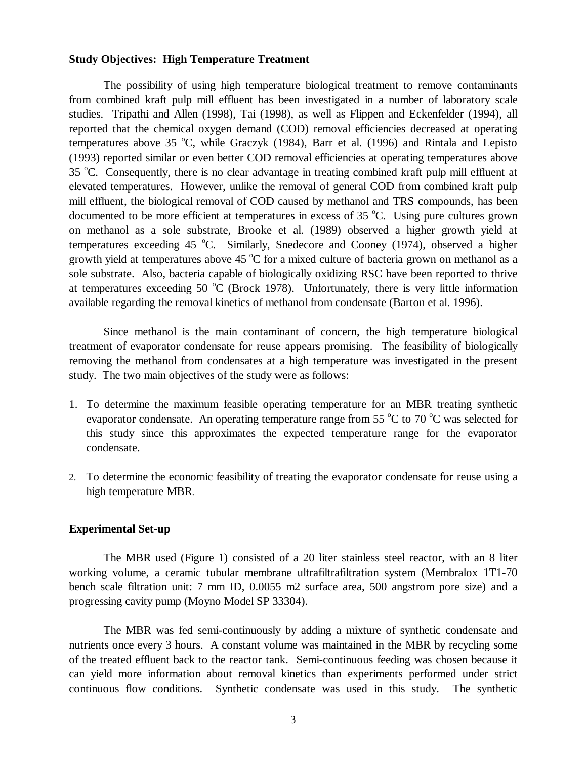**Study Objectives: High Temperature Treatment**

The possibility of using high temperature biological treatment to remove contaminants from combined kraft pulp mill effluent has been investigated in a number of laboratory scale studies. Tripathi and Allen (1998), Tai (1998), as well as Flippen and Eckenfelder (1994), all reported that the chemical oxygen demand (COD) removal efficiencies decreased at operating temperatures above 35 $^{o}$C, while Graczyk (1984), Barr et al. (1996) and Rintala and Lepisto (1993) reported similar or even better COD removal efficiencies at operating temperatures above 35 $^{o}$C. Consequently, there is no clear advantage in treating combined kraft pulp mill effluent at elevated temperatures. However, unlike the removal of general COD from combined kraft pulp mill effluent, the biological removal of COD caused by methanol and TRS compounds, has been documented to be more efficient at temperatures in excess of 35 $^{o}$C. Using pure cultures grown on methanol as a sole substrate, Brooke et al. (1989) observed a higher growth yield at temperatures exceeding 45 $^{o}$C. Similarly, Snedecore and Cooney (1974), observed a higher growth yield at temperatures above 45 $^{o}$C for a mixed culture of bacteria grown on methanol as a sole substrate. Also, bacteria capable of biologically oxidizing RSC have been reported to thrive at temperatures exceeding 50 $^{o}$C (Brock 1978). Unfortunately, there is very little information available regarding the removal kinetics of methanol from condensate (Barton et al. 1996).

Since methanol is the main contaminant of concern, the high temperature biological treatment of evaporator condensate for reuse appears promising. The feasibility of biologically removing the methanol from condensates at a high temperature was investigated in the present study. The two main objectives of the study were as follows:

1. To determine the maximum feasible operating temperature for an MBR treating synthetic evaporator condensate. An operating temperature range from 55 $^{o}$C to 70 $^{o}$C was selected for this study since this approximates the expected temperature range for the evaporator condensate.

2. To determine the economic feasibility of treating the evaporator condensate for reuse using a high temperature MBR.

**Experimental Set-up**

The MBR used (Figure 1) consisted of a 20 liter stainless steel reactor, with an 8 liter working volume, a ceramic tubular membrane ultrafiltrafiltration system (Membralox 1T1-70 bench scale filtration unit: 7 mm ID, 0.0055 m2 surface area, 500 angstrom pore size) and a progressing cavity pump (Moyno Model SP 33304).

The MBR was fed semi-continuously by adding a mixture of synthetic condensate and nutrients once every 3 hours. A constant volume was maintained in the MBR by recycling some of the treated effluent back to the reactor tank. Semi-continuous feeding was chosen because it can yield more information about removal kinetics than experiments performed under strict continuous flow conditions. Synthetic condensate was used in this study. The synthetic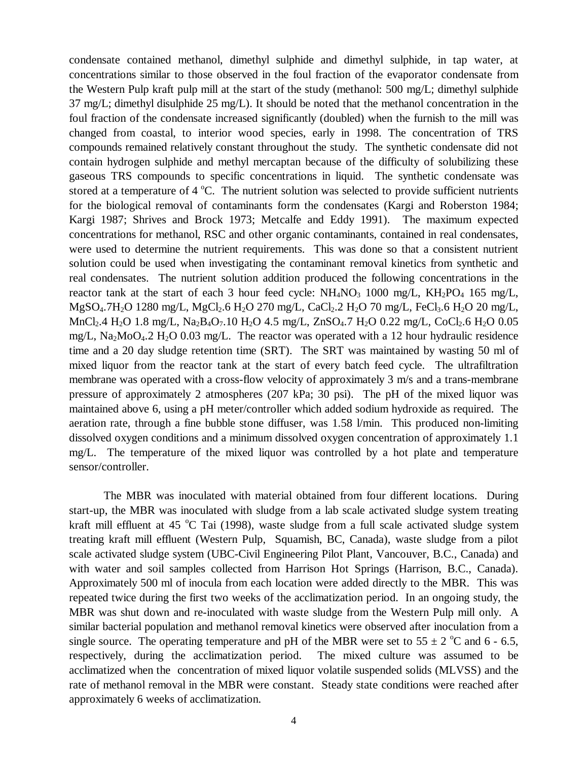condensate contained methanol, dimethyl sulphide and dimethyl sulphide, in tap water, at concentrations similar to those observed in the foul fraction of the evaporator condensate from the Western Pulp kraft pulp mill at the start of the study (methanol: 500 mg/L; dimethyl sulphide 37 mg/L; dimethyl disulphide 25 mg/L). It should be noted that the methanol concentration in the foul fraction of the condensate increased significantly (doubled) when the furnish to the mill was changed from coastal, to interior wood species, early in 1998. The concentration of TRS compounds remained relatively constant throughout the study. The synthetic condensate did not contain hydrogen sulphide and methyl mercaptan because of the difficulty of solubilizing these gaseous TRS compounds to specific concentrations in liquid. The synthetic condensate was stored at a temperature of 4 $^{o}$C. The nutrient solution was selected to provide sufficient nutrients for the biological removal of contaminants form the condensates (Kargi and Roberston 1984; Kargi 1987; Shrives and Brock 1973; Metcalfe and Eddy 1991). The maximum expected concentrations for methanol, RSC and other organic contaminants, contained in real condensates, were used to determine the nutrient requirements. This was done so that a consistent nutrient solution could be used when investigating the contaminant removal kinetics from synthetic and real condensates. The nutrient solution addition produced the following concentrations in the reactor tank at the start of each 3 hour feed cycle: $NH_4NO_3$ 1000 mg/L, $KH_2PO_4$ 165 mg/L, $MgSO_4.7H_2O$ 1280 mg/L, $MgCl_2.6\ H_2O$ 270 mg/L, $CaCl_2.2\ H_2O$ 70 mg/L, $FeCl_3.6\ H_2O$ 20 mg/L, $MnCl_2.4\ H_2O$ 1.8 mg/L, $Na_2B_4O_7.10\ H_2O$ 4.5 mg/L, $ZnSO_4.7\ H_2O$ 0.22 mg/L, $CoCl_2.6\ H_2O$ 0.05 mg/L, $Na_2MoO_4.2\ H_2O$ 0.03 mg/L. The reactor was operated with a 12 hour hydraulic residence time and a 20 day sludge retention time (SRT). The SRT was maintained by wasting 50 ml of mixed liquor from the reactor tank at the start of every batch feed cycle. The ultrafiltration membrane was operated with a cross-flow velocity of approximately 3 m/s and a trans-membrane pressure of approximately 2 atmospheres (207 kPa; 30 psi). The pH of the mixed liquor was maintained above 6, using a pH meter/controller which added sodium hydroxide as required. The aeration rate, through a fine bubble stone diffuser, was 1.58 l/min. This produced non-limiting dissolved oxygen conditions and a minimum dissolved oxygen concentration of approximately 1.1 mg/L. The temperature of the mixed liquor was controlled by a hot plate and temperature sensor/controller.

The MBR was inoculated with material obtained from four different locations. During start-up, the MBR was inoculated with sludge from a lab scale activated sludge system treating kraft mill effluent at 45 $^{o}$C Tai (1998), waste sludge from a full scale activated sludge system treating kraft mill effluent (Western Pulp, Squamish, BC, Canada), waste sludge from a pilot scale activated sludge system (UBC-Civil Engineering Pilot Plant, Vancouver, B.C., Canada) and with water and soil samples collected from Harrison Hot Springs (Harrison, B.C., Canada). Approximately 500 ml of inocula from each location were added directly to the MBR. This was repeated twice during the first two weeks of the acclimatization period. In an ongoing study, the MBR was shut down and re-inoculated with waste sludge from the Western Pulp mill only. A similar bacterial population and methanol removal kinetics were observed after inoculation from a single source. The operating temperature and pH of the MBR were set to 55 ± 2 $^{o}$C and 6 - 6.5, respectively, during the acclimatization period. The mixed culture was assumed to be acclimatized when the concentration of mixed liquor volatile suspended solids (MLVSS) and the rate of methanol removal in the MBR were constant. Steady state conditions were reached after approximately 6 weeks of acclimatization.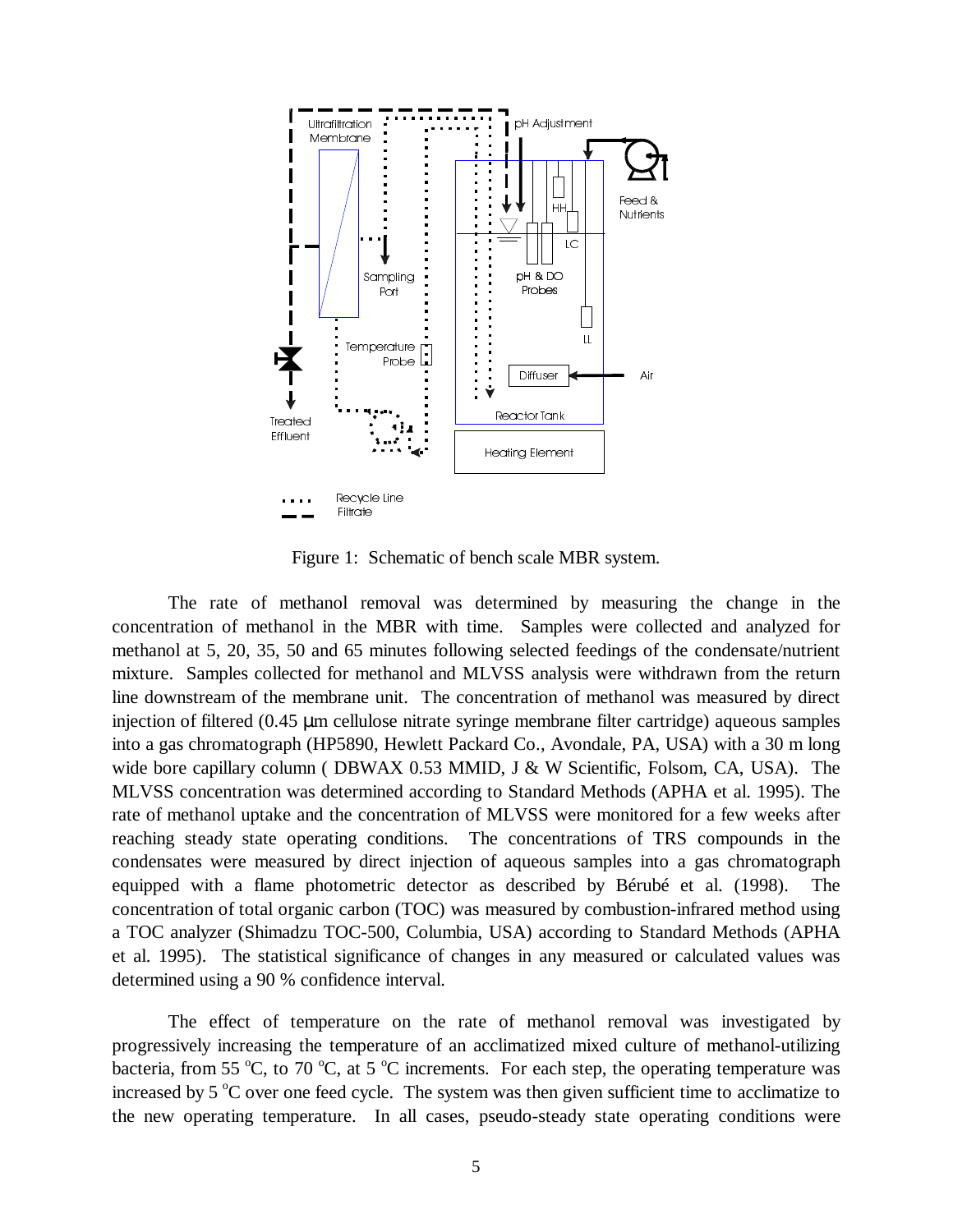Figure 1: Schematic of bench scale MBR system.

The rate of methanol removal was determined by measuring the change in the concentration of methanol in the MBR with time. Samples were collected and analyzed for methanol at 5, 20, 35, 50 and 65 minutes following selected feedings of the condensate/nutrient mixture. Samples collected for methanol and MLVSS analysis were withdrawn from the return line downstream of the membrane unit. The concentration of methanol was measured by direct injection of filtered (0.45 μm cellulose nitrate syringe membrane filter cartridge) aqueous samples into a gas chromatograph (HP5890, Hewlett Packard Co., Avondale, PA, USA) with a 30 m long wide bore capillary column ( DBWAX 0.53 MMID, J & W Scientific, Folsom, CA, USA). The MLVSS concentration was determined according to Standard Methods (APHA et al. 1995). The rate of methanol uptake and the concentration of MLVSS were monitored for a few weeks after reaching steady state operating conditions. The concentrations of TRS compounds in the condensates were measured by direct injection of aqueous samples into a gas chromatograph equipped with a flame photometric detector as described by Bérubé et al. (1998). The concentration of total organic carbon (TOC) was measured by combustion-infrared method using a TOC analyzer (Shimadzu TOC-500, Columbia, USA) according to Standard Methods (APHA et al. 1995). The statistical significance of changes in any measured or calculated values was determined using a 90 % confidence interval.

The effect of temperature on the rate of methanol removal was investigated by progressively increasing the temperature of an acclimatized mixed culture of methanol-utilizing bacteria, from 55 $^{o}$C, to 70 $^{o}$C, at 5 $^{o}$C increments. For each step, the operating temperature was increased by 5 $^{o}$C over one feed cycle. The system was then given sufficient time to acclimatize to the new operating temperature. In all cases, pseudo-steady state operating conditions were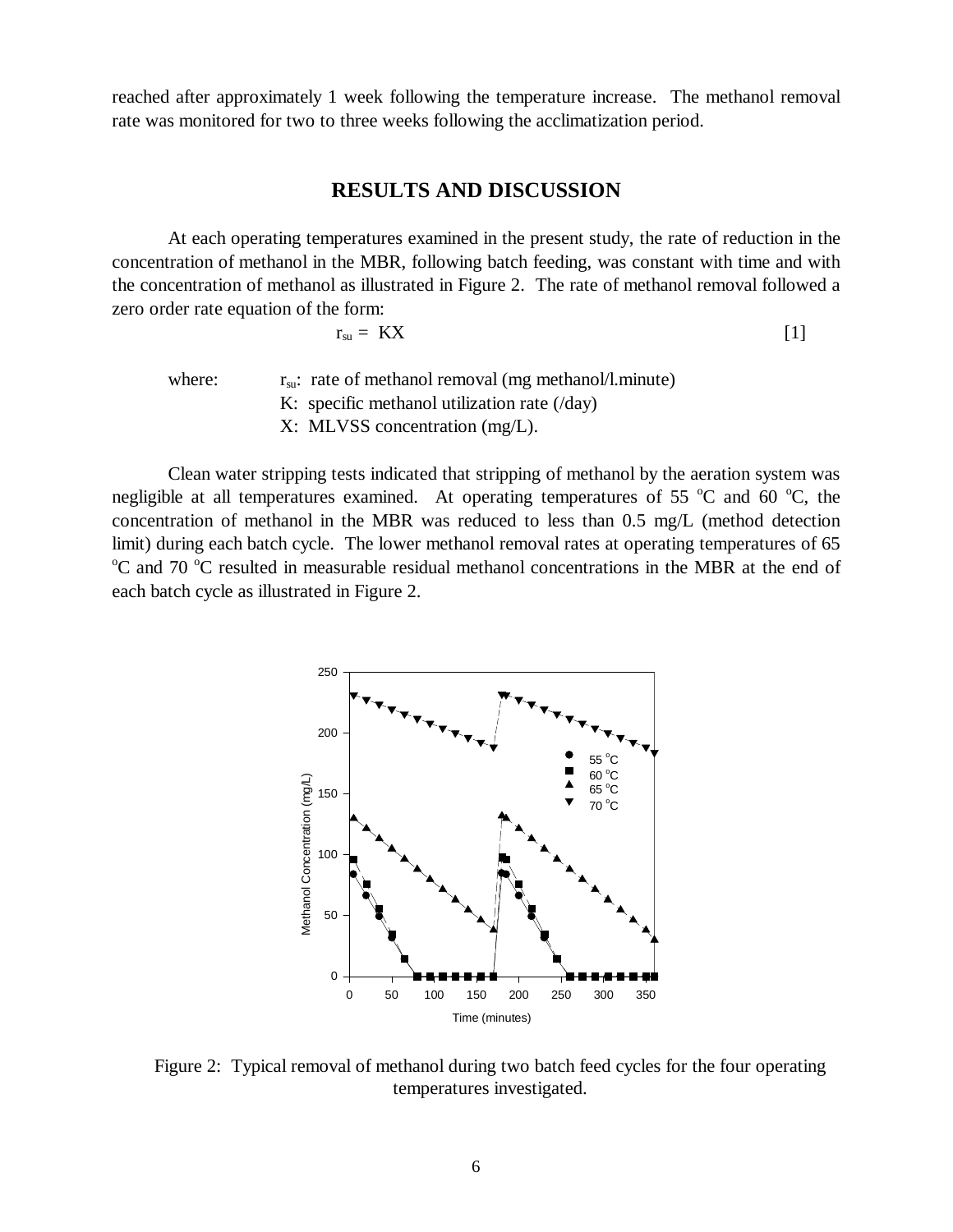reached after approximately 1 week following the temperature increase. The methanol removal rate was monitored for two to three weeks following the acclimatization period.

## RESULTS AND DISCUSSION

At each operating temperatures examined in the present study, the rate of reduction in the concentration of methanol in the MBR, following batch feeding, was constant with time and with the concentration of methanol as illustrated in Figure 2. The rate of methanol removal followed a zero order rate equation of the form:

$$r_{su} = KX \qquad [1]$$

where: $r_{su}$: rate of methanol removal (mg methanol/l.minute)
K: specific methanol utilization rate (/day)
X: MLVSS concentration (mg/L).

Clean water stripping tests indicated that stripping of methanol by the aeration system was negligible at all temperatures examined. At operating temperatures of 55 °C and 60 °C, the concentration of methanol in the MBR was reduced to less than 0.5 mg/L (method detection limit) during each batch cycle. The lower methanol removal rates at operating temperatures of 65 °C and 70 °C resulted in measurable residual methanol concentrations in the MBR at the end of each batch cycle as illustrated in Figure 2.

Figure 2: Typical removal of methanol during two batch feed cycles for the four operating temperatures investigated.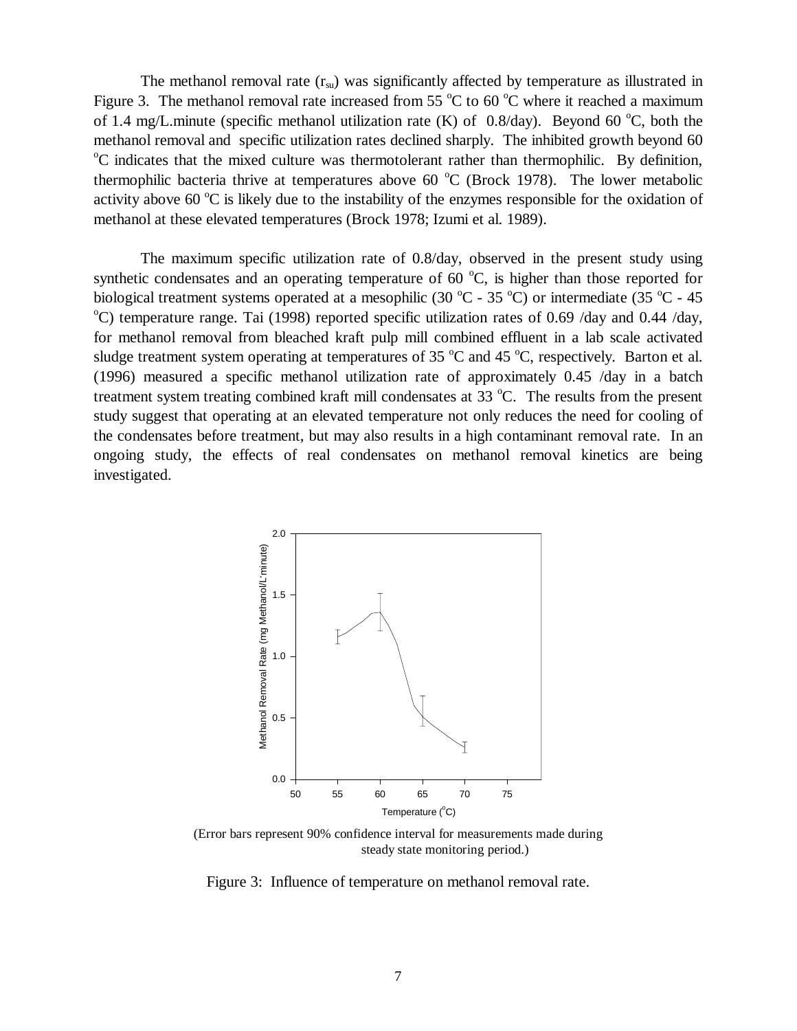The methanol removal rate ($r_{su}$) was significantly affected by temperature as illustrated in Figure 3. The methanol removal rate increased from 55 °C to 60 °C where it reached a maximum of 1.4 mg/L.minute (specific methanol utilization rate (K) of 0.8/day). Beyond 60 °C, both the methanol removal and specific utilization rates declined sharply. The inhibited growth beyond 60 °C indicates that the mixed culture was thermotolerant rather than thermophilic. By definition, thermophilic bacteria thrive at temperatures above 60 °C (Brock 1978). The lower metabolic activity above 60 °C is likely due to the instability of the enzymes responsible for the oxidation of methanol at these elevated temperatures (Brock 1978; Izumi et al. 1989).

The maximum specific utilization rate of 0.8/day, observed in the present study using synthetic condensates and an operating temperature of 60 °C, is higher than those reported for biological treatment systems operated at a mesophilic (30 °C - 35 °C) or intermediate (35 °C - 45 °C) temperature range. Tai (1998) reported specific utilization rates of 0.69 /day and 0.44 /day, for methanol removal from bleached kraft pulp mill combined effluent in a lab scale activated sludge treatment system operating at temperatures of 35 °C and 45 °C, respectively. Barton et al. (1996) measured a specific methanol utilization rate of approximately 0.45 /day in a batch treatment system treating combined kraft mill condensates at 33 °C. The results from the present study suggest that operating at an elevated temperature not only reduces the need for cooling of the condensates before treatment, but may also results in a high contaminant removal rate. In an ongoing study, the effects of real condensates on methanol removal kinetics are being investigated.

(Error bars represent 90% confidence interval for measurements made during steady state monitoring period.)

Figure 3: Influence of temperature on methanol removal rate.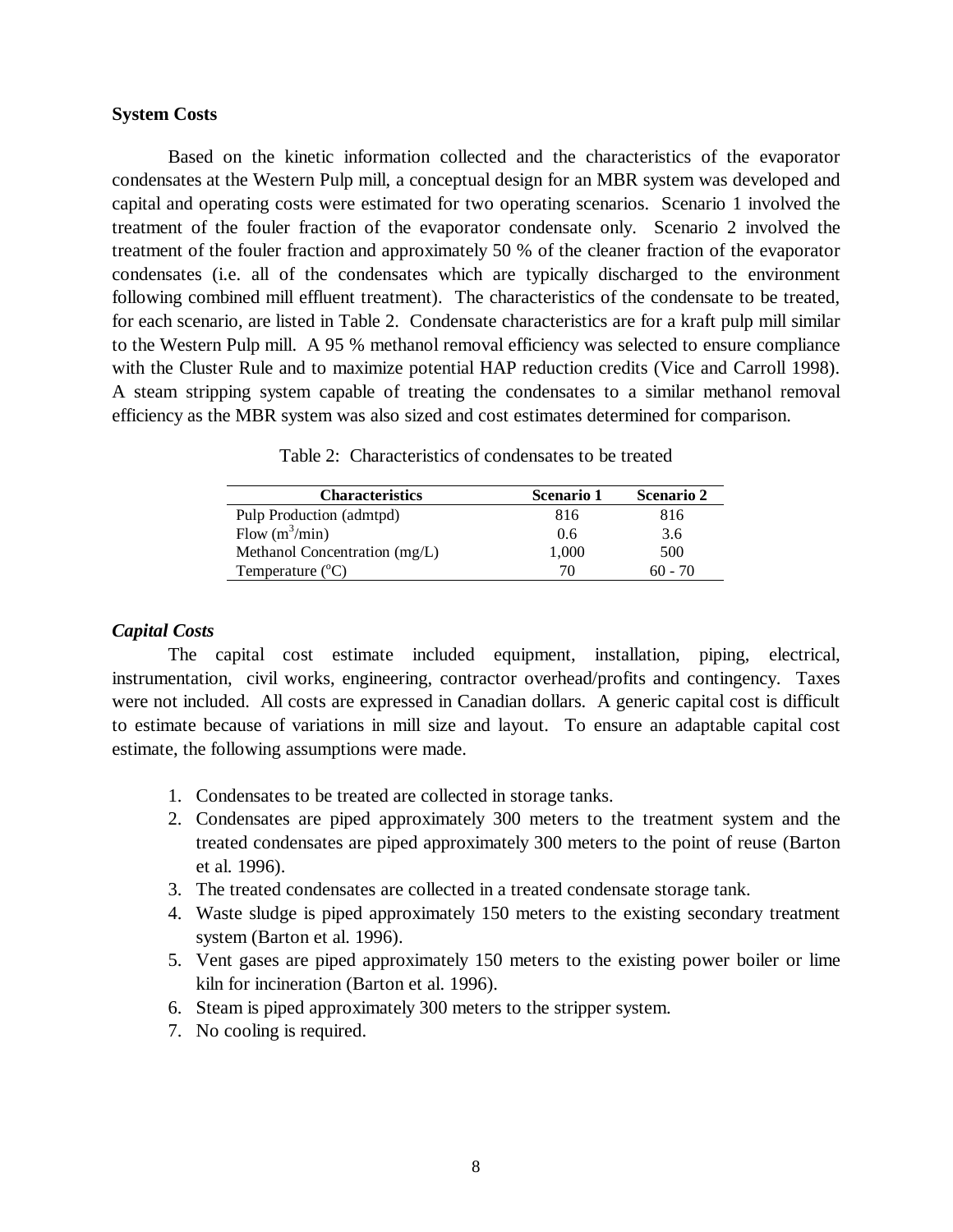**System Costs**

Based on the kinetic information collected and the characteristics of the evaporator condensates at the Western Pulp mill, a conceptual design for an MBR system was developed and capital and operating costs were estimated for two operating scenarios. Scenario 1 involved the treatment of the fouler fraction of the evaporator condensate only. Scenario 2 involved the treatment of the fouler fraction and approximately 50 % of the cleaner fraction of the evaporator condensates (i.e. all of the condensates which are typically discharged to the environment following combined mill effluent treatment). The characteristics of the condensate to be treated, for each scenario, are listed in Table 2. Condensate characteristics are for a kraft pulp mill similar to the Western Pulp mill. A 95 % methanol removal efficiency was selected to ensure compliance with the Cluster Rule and to maximize potential HAP reduction credits (Vice and Carroll 1998). A steam stripping system capable of treating the condensates to a similar methanol removal efficiency as the MBR system was also sized and cost estimates determined for comparison.

Table 2: Characteristics of condensates to be treated

| Characteristics | Scenario 1 | Scenario 2 |
|---|---|---|
| Pulp Production (admtpd) | 816 | 816 |
| Flow ($m^3$/min) | 0.6 | 3.6 |
| Methanol Concentration (mg/L) | 1,000 | 500 |
| Temperature ($^oC$) | 70 | 60 - 70 |

***Capital Costs***

The capital cost estimate included equipment, installation, piping, electrical, instrumentation, civil works, engineering, contractor overhead/profits and contingency. Taxes were not included. All costs are expressed in Canadian dollars. A generic capital cost is difficult to estimate because of variations in mill size and layout. To ensure an adaptable capital cost estimate, the following assumptions were made.

1. Condensates to be treated are collected in storage tanks.
2. Condensates are piped approximately 300 meters to the treatment system and the treated condensates are piped approximately 300 meters to the point of reuse (Barton et al. 1996).
3. The treated condensates are collected in a treated condensate storage tank.
4. Waste sludge is piped approximately 150 meters to the existing secondary treatment system (Barton et al. 1996).
5. Vent gases are piped approximately 150 meters to the existing power boiler or lime kiln for incineration (Barton et al. 1996).
6. Steam is piped approximately 300 meters to the stripper system.
7. No cooling is required.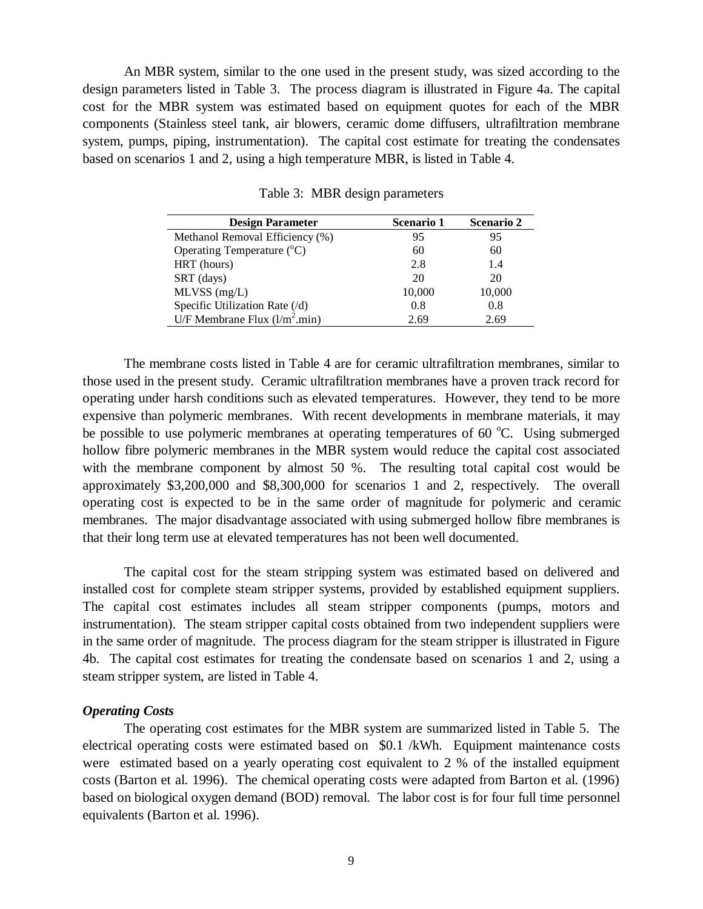An MBR system, similar to the one used in the present study, was sized according to the design parameters listed in Table 3. The process diagram is illustrated in Figure 4a. The capital cost for the MBR system was estimated based on equipment quotes for each of the MBR components (Stainless steel tank, air blowers, ceramic dome diffusers, ultrafiltration membrane system, pumps, piping, instrumentation). The capital cost estimate for treating the condensates based on scenarios 1 and 2, using a high temperature MBR, is listed in Table 4.

Table 3: MBR design parameters

| Design Parameter | Scenario 1 | Scenario 2 |
|---|---|---|
| Methanol Removal Efficiency (%) | 95 | 95 |
| Operating Temperature ($^{o}$C) | 60 | 60 |
| HRT (hours) | 2.8 | 1.4 |
| SRT (days) | 20 | 20 |
| MLVSS (mg/L) | 10,000 | 10,000 |
| Specific Utilization Rate (/d) | 0.8 | 0.8 |
| U/F Membrane Flux (l/m$^2$.min) | 2.69 | 2.69 |

The membrane costs listed in Table 4 are for ceramic ultrafiltration membranes, similar to those used in the present study. Ceramic ultrafiltration membranes have a proven track record for operating under harsh conditions such as elevated temperatures. However, they tend to be more expensive than polymeric membranes. With recent developments in membrane materials, it may be possible to use polymeric membranes at operating temperatures of 60 $^{o}$C. Using submerged hollow fibre polymeric membranes in the MBR system would reduce the capital cost associated with the membrane component by almost 50 %. The resulting total capital cost would be approximately $3,200,000 and $8,300,000 for scenarios 1 and 2, respectively. The overall operating cost is expected to be in the same order of magnitude for polymeric and ceramic membranes. The major disadvantage associated with using submerged hollow fibre membranes is that their long term use at elevated temperatures has not been well documented.

The capital cost for the steam stripping system was estimated based on delivered and installed cost for complete steam stripper systems, provided by established equipment suppliers. The capital cost estimates includes all steam stripper components (pumps, motors and instrumentation). The steam stripper capital costs obtained from two independent suppliers were in the same order of magnitude. The process diagram for the steam stripper is illustrated in Figure 4b. The capital cost estimates for treating the condensate based on scenarios 1 and 2, using a steam stripper system, are listed in Table 4.

### *Operating Costs*

The operating cost estimates for the MBR system are summarized listed in Table 5. The electrical operating costs were estimated based on $0.1 /kWh. Equipment maintenance costs were estimated based on a yearly operating cost equivalent to 2 % of the installed equipment costs (Barton et al. 1996). The chemical operating costs were adapted from Barton et al. (1996) based on biological oxygen demand (BOD) removal. The labor cost is for four full time personnel equivalents (Barton et al. 1996).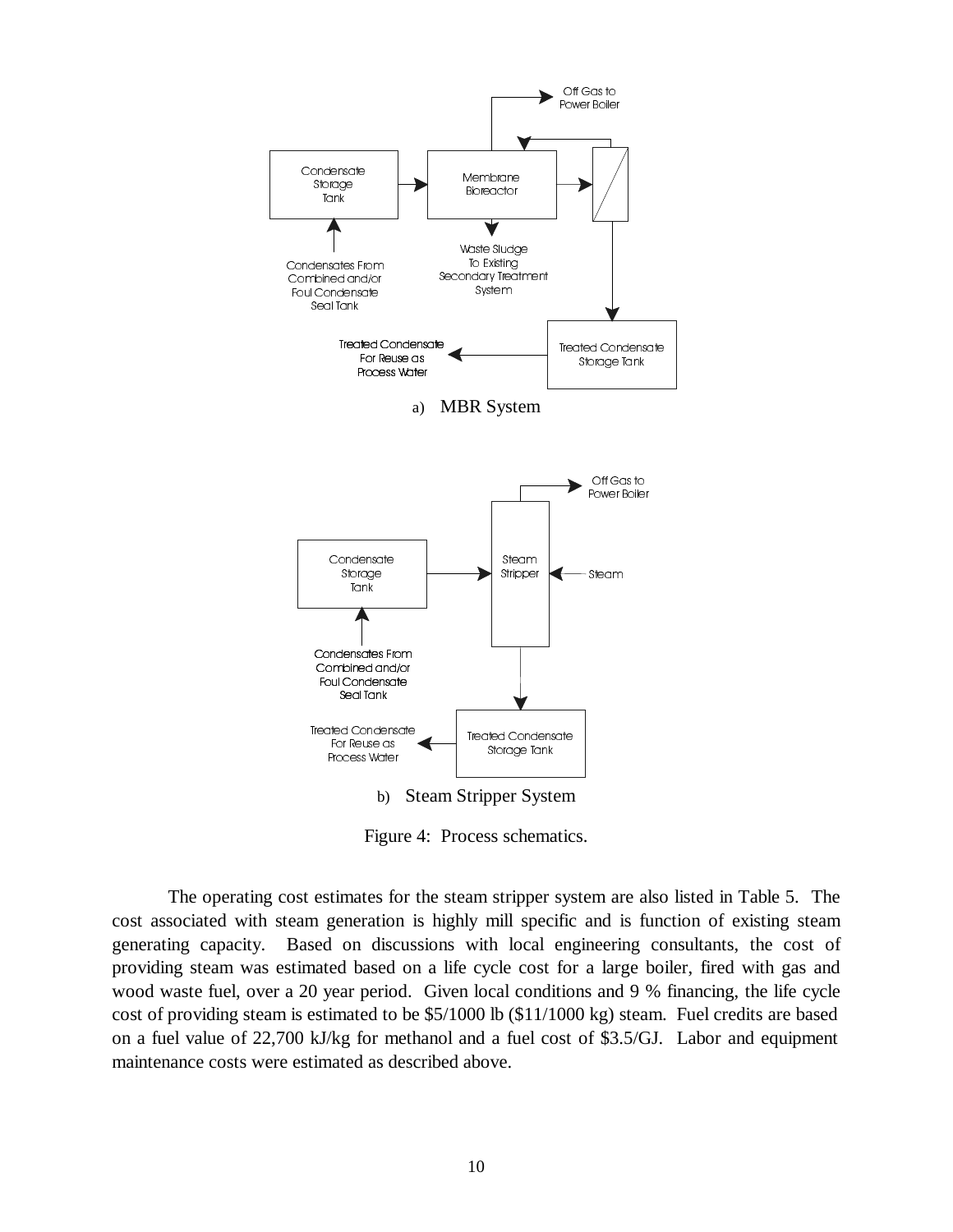a) MBR System

b) Steam Stripper System

Figure 4: Process schematics.

The operating cost estimates for the steam stripper system are also listed in Table 5. The cost associated with steam generation is highly mill specific and is function of existing steam generating capacity. Based on discussions with local engineering consultants, the cost of providing steam was estimated based on a life cycle cost for a large boiler, fired with gas and wood waste fuel, over a 20 year period. Given local conditions and 9 % financing, the life cycle cost of providing steam is estimated to be $5/1000 lb ($11/1000 kg) steam. Fuel credits are based on a fuel value of 22,700 kJ/kg for methanol and a fuel cost of $3.5/GJ. Labor and equipment maintenance costs were estimated as described above.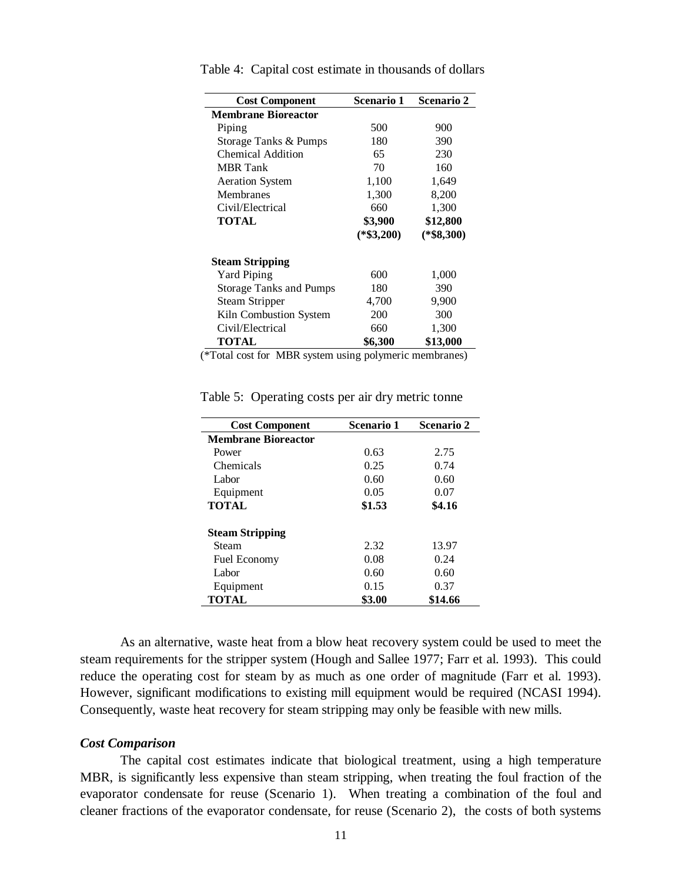Table 4: Capital cost estimate in thousands of dollars

| Cost Component | Scenario 1 | Scenario 2 |
|---|---|---|
| **Membrane Bioreactor** | | |
| Piping | 500 | 900 |
| Storage Tanks & Pumps | 180 | 390 |
| Chemical Addition | 65 | 230 |
| MBR Tank | 70 | 160 |
| Aeration System | 1,100 | 1,649 |
| Membranes | 1,300 | 8,200 |
| Civil/Electrical | 660 | 1,300 |
| **TOTAL** | **$3,900 (*$3,200)** | **$12,800 (*$8,300)** |
| **Steam Stripping** | | |
| Yard Piping | 600 | 1,000 |
| Storage Tanks and Pumps | 180 | 390 |
| Steam Stripper | 4,700 | 9,900 |
| Kiln Combustion System | 200 | 300 |
| Civil/Electrical | 660 | 1,300 |
| **TOTAL** | **$6,300** | **$13,000** |

(*Total cost for MBR system using polymeric membranes)

Table 5: Operating costs per air dry metric tonne

| Cost Component | Scenario 1 | Scenario 2 |
|---|---|---|
| **Membrane Bioreactor** | | |
| Power | 0.63 | 2.75 |
| Chemicals | 0.25 | 0.74 |
| Labor | 0.60 | 0.60 |
| Equipment | 0.05 | 0.07 |
| **TOTAL** | **$1.53** | **$4.16** |
| **Steam Stripping** | | |
| Steam | 2.32 | 13.97 |
| Fuel Economy | 0.08 | 0.24 |
| Labor | 0.60 | 0.60 |
| Equipment | 0.15 | 0.37 |
| **TOTAL** | **$3.00** | **$14.66** |

As an alternative, waste heat from a blow heat recovery system could be used to meet the steam requirements for the stripper system (Hough and Sallee 1977; Farr et al. 1993). This could reduce the operating cost for steam by as much as one order of magnitude (Farr et al. 1993). However, significant modifications to existing mill equipment would be required (NCASI 1994). Consequently, waste heat recovery for steam stripping may only be feasible with new mills.

### *Cost Comparison*

The capital cost estimates indicate that biological treatment, using a high temperature MBR, is significantly less expensive than steam stripping, when treating the foul fraction of the evaporator condensate for reuse (Scenario 1). When treating a combination of the foul and cleaner fractions of the evaporator condensate, for reuse (Scenario 2), the costs of both systems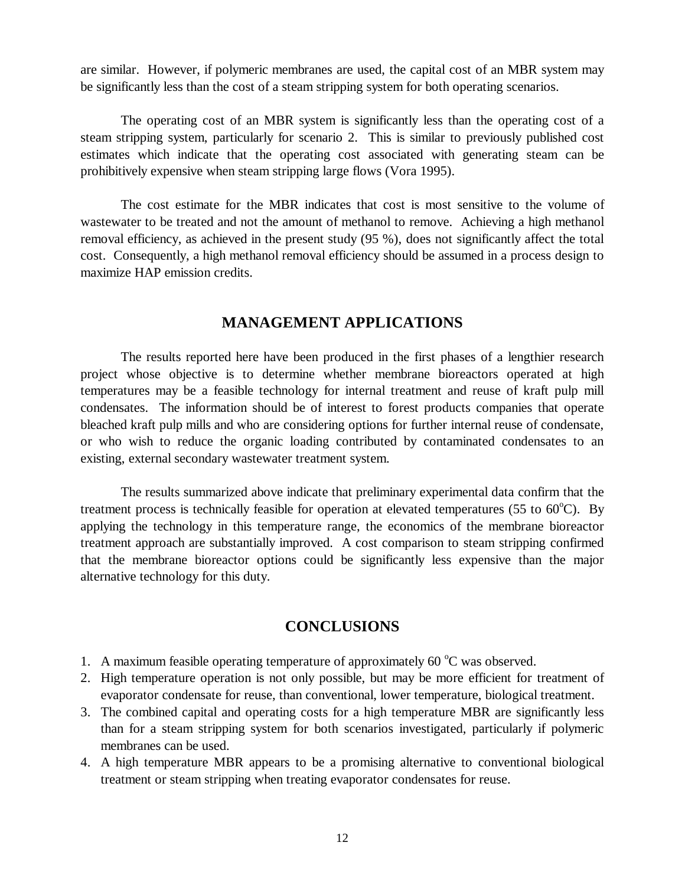are similar. However, if polymeric membranes are used, the capital cost of an MBR system may be significantly less than the cost of a steam stripping system for both operating scenarios.

The operating cost of an MBR system is significantly less than the operating cost of a steam stripping system, particularly for scenario 2. This is similar to previously published cost estimates which indicate that the operating cost associated with generating steam can be prohibitively expensive when steam stripping large flows (Vora 1995).

The cost estimate for the MBR indicates that cost is most sensitive to the volume of wastewater to be treated and not the amount of methanol to remove. Achieving a high methanol removal efficiency, as achieved in the present study (95 %), does not significantly affect the total cost. Consequently, a high methanol removal efficiency should be assumed in a process design to maximize HAP emission credits.

## MANAGEMENT APPLICATIONS

The results reported here have been produced in the first phases of a lengthier research project whose objective is to determine whether membrane bioreactors operated at high temperatures may be a feasible technology for internal treatment and reuse of kraft pulp mill condensates. The information should be of interest to forest products companies that operate bleached kraft pulp mills and who are considering options for further internal reuse of condensate, or who wish to reduce the organic loading contributed by contaminated condensates to an existing, external secondary wastewater treatment system.

The results summarized above indicate that preliminary experimental data confirm that the treatment process is technically feasible for operation at elevated temperatures (55 to 60$^{o}$C). By applying the technology in this temperature range, the economics of the membrane bioreactor treatment approach are substantially improved. A cost comparison to steam stripping confirmed that the membrane bioreactor options could be significantly less expensive than the major alternative technology for this duty.

## CONCLUSIONS

1. A maximum feasible operating temperature of approximately 60 $^{o}$C was observed.
2. High temperature operation is not only possible, but may be more efficient for treatment of evaporator condensate for reuse, than conventional, lower temperature, biological treatment.
3. The combined capital and operating costs for a high temperature MBR are significantly less than for a steam stripping system for both scenarios investigated, particularly if polymeric membranes can be used.
4. A high temperature MBR appears to be a promising alternative to conventional biological treatment or steam stripping when treating evaporator condensates for reuse.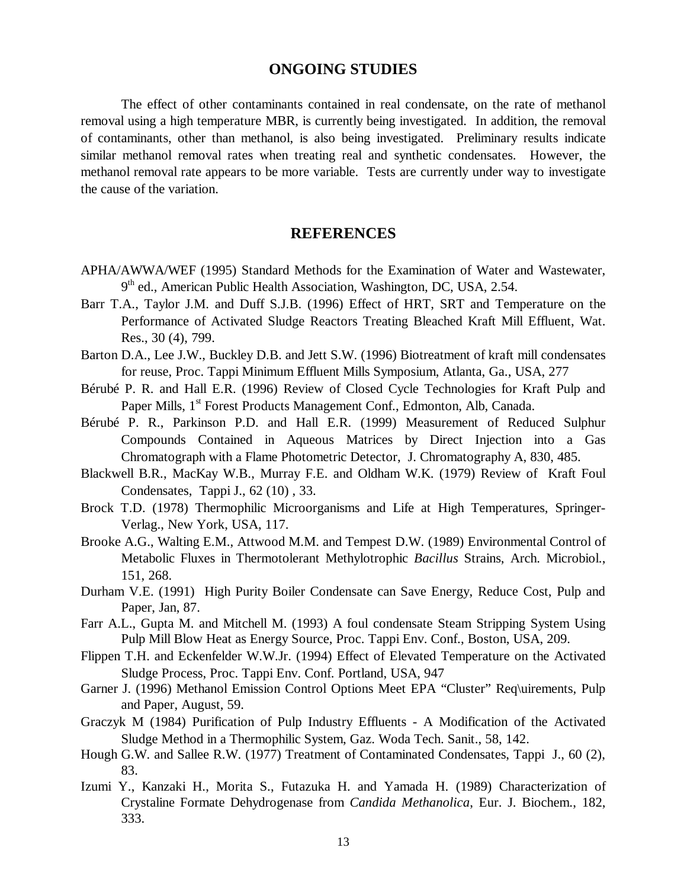## ONGOING STUDIES

The effect of other contaminants contained in real condensate, on the rate of methanol removal using a high temperature MBR, is currently being investigated. In addition, the removal of contaminants, other than methanol, is also being investigated. Preliminary results indicate similar methanol removal rates when treating real and synthetic condensates. However, the methanol removal rate appears to be more variable. Tests are currently under way to investigate the cause of the variation.

## REFERENCES

APHA/AWWA/WEF (1995) Standard Methods for the Examination of Water and Wastewater, 9th ed., American Public Health Association, Washington, DC, USA, 2.54.

Barr T.A., Taylor J.M. and Duff S.J.B. (1996) Effect of HRT, SRT and Temperature on the Performance of Activated Sludge Reactors Treating Bleached Kraft Mill Effluent, Wat. Res., 30 (4), 799.

Barton D.A., Lee J.W., Buckley D.B. and Jett S.W. (1996) Biotreatment of kraft mill condensates for reuse, Proc. Tappi Minimum Effluent Mills Symposium, Atlanta, Ga., USA, 277

Bérubé P. R. and Hall E.R. (1996) Review of Closed Cycle Technologies for Kraft Pulp and Paper Mills, 1st Forest Products Management Conf., Edmonton, Alb, Canada.

Bérubé P. R., Parkinson P.D. and Hall E.R. (1999) Measurement of Reduced Sulphur Compounds Contained in Aqueous Matrices by Direct Injection into a Gas Chromatograph with a Flame Photometric Detector, J. Chromatography A, 830, 485.

Blackwell B.R., MacKay W.B., Murray F.E. and Oldham W.K. (1979) Review of Kraft Foul Condensates, Tappi J., 62 (10) , 33.

Brock T.D. (1978) Thermophilic Microorganisms and Life at High Temperatures, Springer-Verlag., New York, USA, 117.

Brooke A.G., Walting E.M., Attwood M.M. and Tempest D.W. (1989) Environmental Control of Metabolic Fluxes in Thermotolerant Methylotrophic *Bacillus* Strains, Arch. Microbiol., 151, 268.

Durham V.E. (1991) High Purity Boiler Condensate can Save Energy, Reduce Cost, Pulp and Paper, Jan, 87.

Farr A.L., Gupta M. and Mitchell M. (1993) A foul condensate Steam Stripping System Using Pulp Mill Blow Heat as Energy Source, Proc. Tappi Env. Conf., Boston, USA, 209.

Flippen T.H. and Eckenfelder W.W.Jr. (1994) Effect of Elevated Temperature on the Activated Sludge Process, Proc. Tappi Env. Conf. Portland, USA, 947

Garner J. (1996) Methanol Emission Control Options Meet EPA "Cluster" Req\uirements, Pulp and Paper, August, 59.

Graczyk M (1984) Purification of Pulp Industry Effluents - A Modification of the Activated Sludge Method in a Thermophilic System, Gaz. Woda Tech. Sanit., 58, 142.

Hough G.W. and Sallee R.W. (1977) Treatment of Contaminated Condensates, Tappi J., 60 (2), 83.

Izumi Y., Kanzaki H., Morita S., Futazuka H. and Yamada H. (1989) Characterization of Crystaline Formate Dehydrogenase from *Candida Methanolica*, Eur. J. Biochem., 182, 333.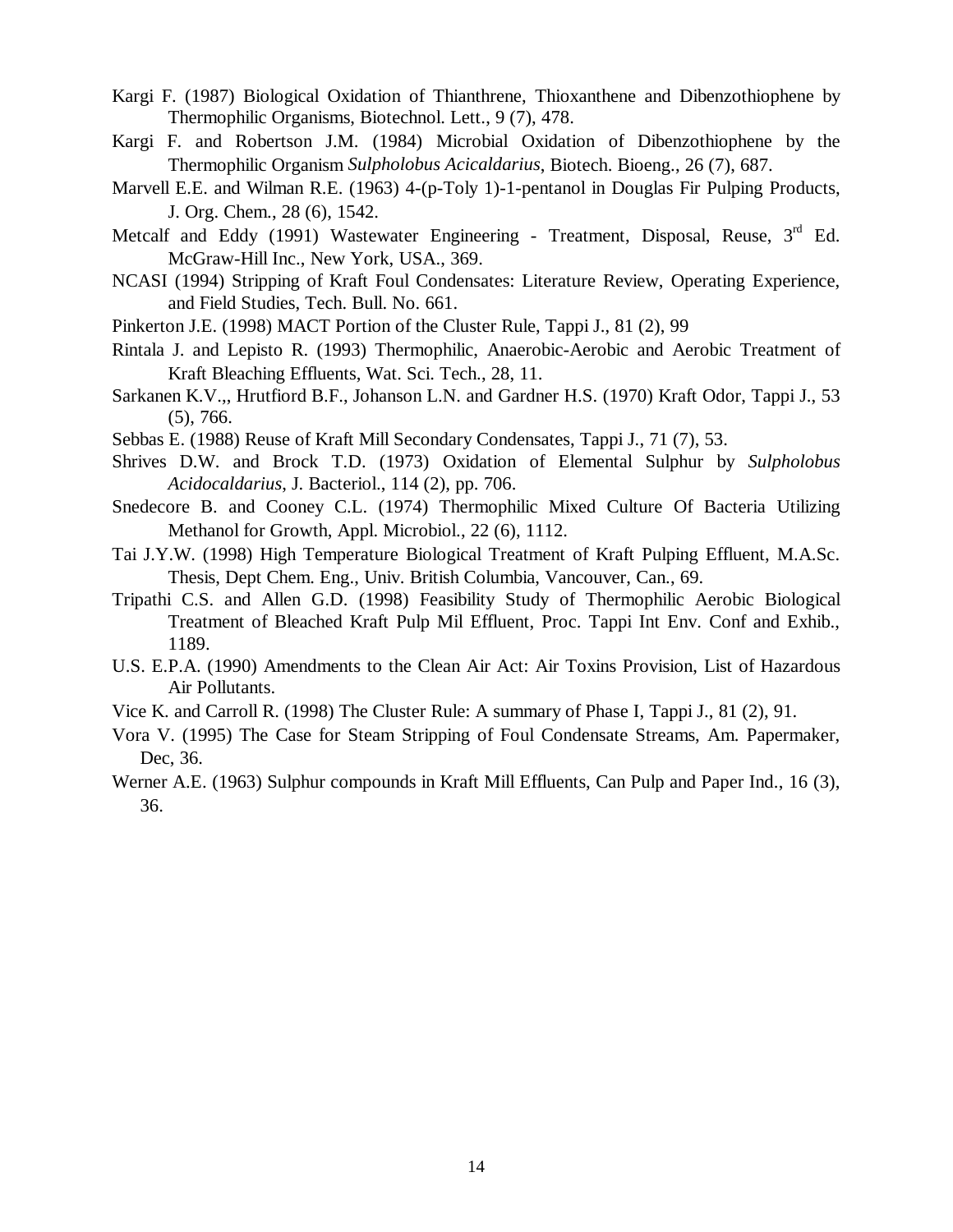Kargi F. (1987) Biological Oxidation of Thianthrene, Thioxanthene and Dibenzothiophene by Thermophilic Organisms, Biotechnol. Lett., 9 (7), 478.

Kargi F. and Robertson J.M. (1984) Microbial Oxidation of Dibenzothiophene by the Thermophilic Organism *Sulpholobus Acicaldarius*, Biotech. Bioeng., 26 (7), 687.

Marvell E.E. and Wilman R.E. (1963) 4-(p-Toly 1)-1-pentanol in Douglas Fir Pulping Products, J. Org. Chem., 28 (6), 1542.

Metcalf and Eddy (1991) Wastewater Engineering - Treatment, Disposal, Reuse, 3rd Ed. McGraw-Hill Inc., New York, USA., 369.

NCASI (1994) Stripping of Kraft Foul Condensates: Literature Review, Operating Experience, and Field Studies, Tech. Bull. No. 661.

Pinkerton J.E. (1998) MACT Portion of the Cluster Rule, Tappi J., 81 (2), 99

Rintala J. and Lepisto R. (1993) Thermophilic, Anaerobic-Aerobic and Aerobic Treatment of Kraft Bleaching Effluents, Wat. Sci. Tech., 28, 11.

Sarkanen K.V.,, Hrutfiord B.F., Johanson L.N. and Gardner H.S. (1970) Kraft Odor, Tappi J., 53 (5), 766.

Sebbas E. (1988) Reuse of Kraft Mill Secondary Condensates, Tappi J., 71 (7), 53.

Shrives D.W. and Brock T.D. (1973) Oxidation of Elemental Sulphur by *Sulpholobus Acidocaldarius*, J. Bacteriol., 114 (2), pp. 706.

Snedecore B. and Cooney C.L. (1974) Thermophilic Mixed Culture Of Bacteria Utilizing Methanol for Growth, Appl. Microbiol., 22 (6), 1112.

Tai J.Y.W. (1998) High Temperature Biological Treatment of Kraft Pulping Effluent, M.A.Sc. Thesis, Dept Chem. Eng., Univ. British Columbia, Vancouver, Can., 69.

Tripathi C.S. and Allen G.D. (1998) Feasibility Study of Thermophilic Aerobic Biological Treatment of Bleached Kraft Pulp Mil Effluent, Proc. Tappi Int Env. Conf and Exhib., 1189.

U.S. E.P.A. (1990) Amendments to the Clean Air Act: Air Toxins Provision, List of Hazardous Air Pollutants.

Vice K. and Carroll R. (1998) The Cluster Rule: A summary of Phase I, Tappi J., 81 (2), 91.

Vora V. (1995) The Case for Steam Stripping of Foul Condensate Streams, Am. Papermaker, Dec, 36.

Werner A.E. (1963) Sulphur compounds in Kraft Mill Effluents, Can Pulp and Paper Ind., 16 (3), 36.